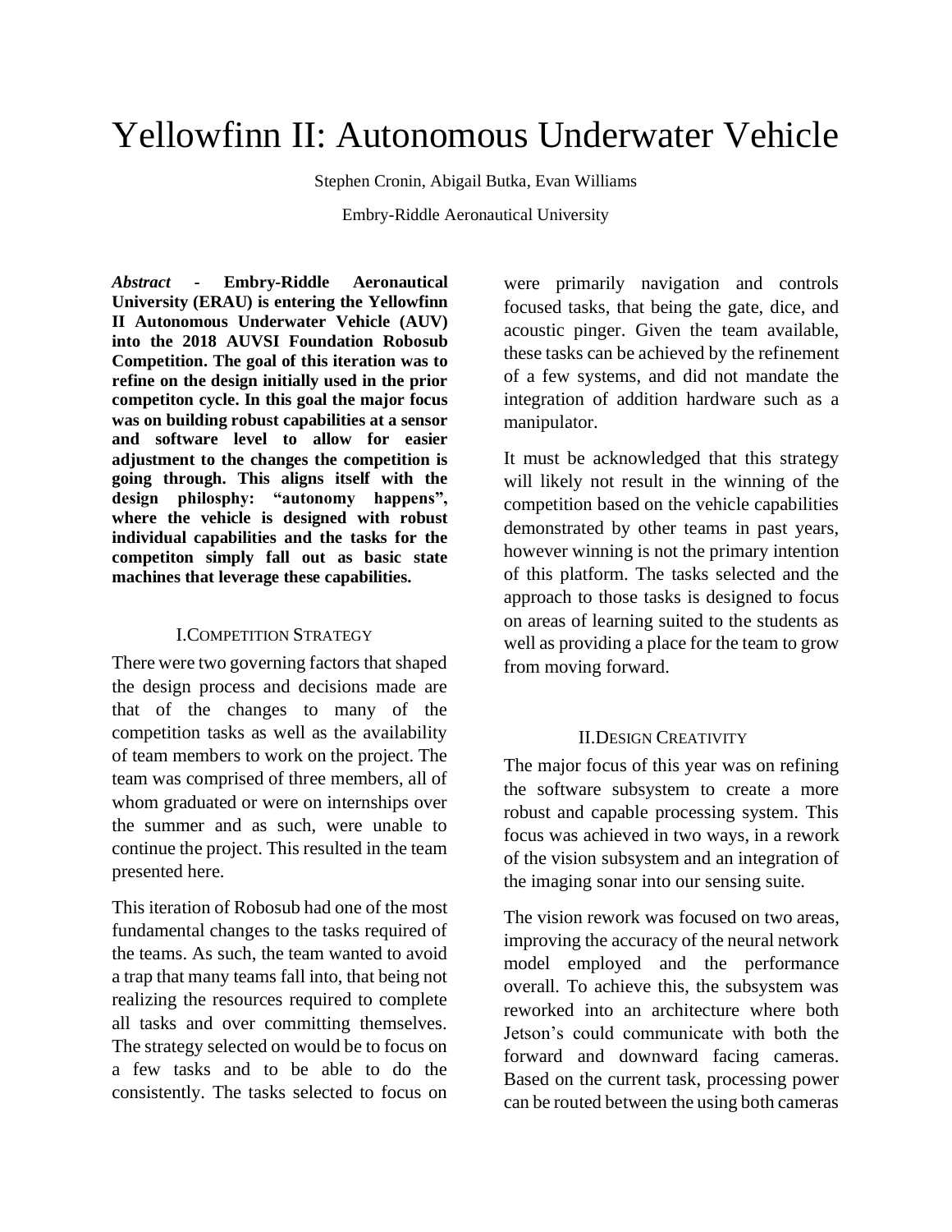# Yellowfinn II: Autonomous Underwater Vehicle

Stephen Cronin, Abigail Butka, Evan Williams

Embry-Riddle Aeronautical University

***Abstract* - Embry-Riddle Aeronautical University (ERAU) is entering the Yellowfinn II Autonomous Underwater Vehicle (AUV) into the 2018 AUVSI Foundation Robosub Competition. The goal of this iteration was to refine on the design initially used in the prior competiton cycle. In this goal the major focus was on building robust capabilities at a sensor and software level to allow for easier adjustment to the changes the competition is going through. This aligns itself with the design philosphy: "autonomy happens", where the vehicle is designed with robust individual capabilities and the tasks for the competiton simply fall out as basic state machines that leverage these capabilities.**

## I. Competition Strategy

There were two governing factors that shaped the design process and decisions made are that of the changes to many of the competition tasks as well as the availability of team members to work on the project. The team was comprised of three members, all of whom graduated or were on internships over the summer and as such, were unable to continue the project. This resulted in the team presented here.

This iteration of Robosub had one of the most fundamental changes to the tasks required of the teams. As such, the team wanted to avoid a trap that many teams fall into, that being not realizing the resources required to complete all tasks and over committing themselves. The strategy selected on would be to focus on a few tasks and to be able to do the consistently. The tasks selected to focus on were primarily navigation and controls focused tasks, that being the gate, dice, and acoustic pinger. Given the team available, these tasks can be achieved by the refinement of a few systems, and did not mandate the integration of addition hardware such as a manipulator.

It must be acknowledged that this strategy will likely not result in the winning of the competition based on the vehicle capabilities demonstrated by other teams in past years, however winning is not the primary intention of this platform. The tasks selected and the approach to those tasks is designed to focus on areas of learning suited to the students as well as providing a place for the team to grow from moving forward.

## II. Design Creativity

The major focus of this year was on refining the software subsystem to create a more robust and capable processing system. This focus was achieved in two ways, in a rework of the vision subsystem and an integration of the imaging sonar into our sensing suite.

The vision rework was focused on two areas, improving the accuracy of the neural network model employed and the performance overall. To achieve this, the subsystem was reworked into an architecture where both Jetson's could communicate with both the forward and downward facing cameras. Based on the current task, processing power can be routed between the using both cameras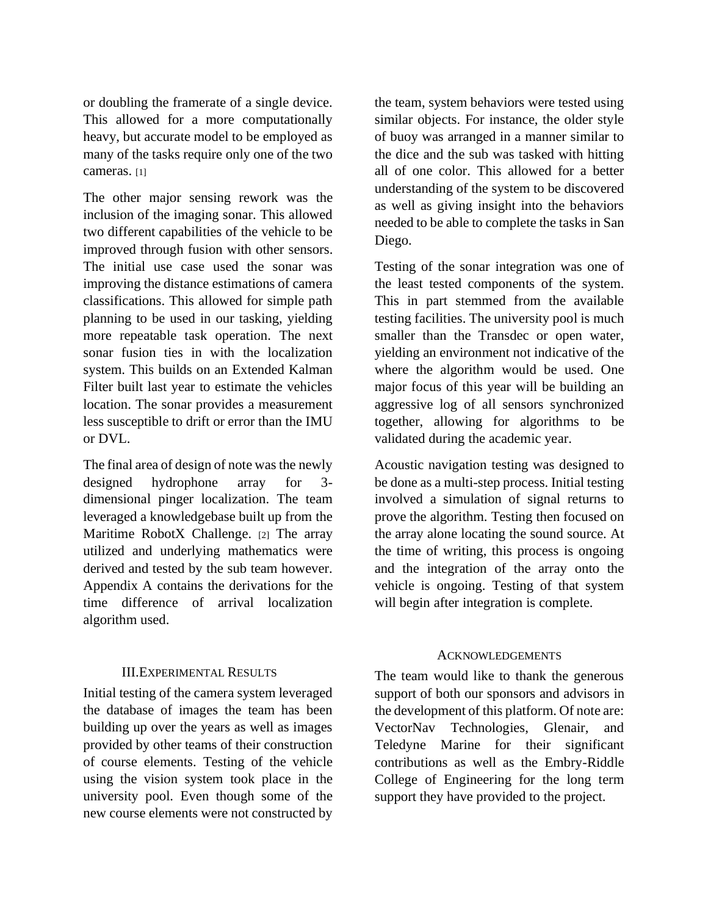or doubling the framerate of a single device. This allowed for a more computationally heavy, but accurate model to be employed as many of the tasks require only one of the two cameras. [1]

The other major sensing rework was the inclusion of the imaging sonar. This allowed two different capabilities of the vehicle to be improved through fusion with other sensors. The initial use case used the sonar was improving the distance estimations of camera classifications. This allowed for simple path planning to be used in our tasking, yielding more repeatable task operation. The next sonar fusion ties in with the localization system. This builds on an Extended Kalman Filter built last year to estimate the vehicles location. The sonar provides a measurement less susceptible to drift or error than the IMU or DVL.

The final area of design of note was the newly designed hydrophone array for 3-dimensional pinger localization. The team leveraged a knowledgebase built up from the Maritime RobotX Challenge. [2] The array utilized and underlying mathematics were derived and tested by the sub team however. Appendix A contains the derivations for the time difference of arrival localization algorithm used.

## III. Experimental Results

Initial testing of the camera system leveraged the database of images the team has been building up over the years as well as images provided by other teams of their construction of course elements. Testing of the vehicle using the vision system took place in the university pool. Even though some of the new course elements were not constructed by the team, system behaviors were tested using similar objects. For instance, the older style of buoy was arranged in a manner similar to the dice and the sub was tasked with hitting all of one color. This allowed for a better understanding of the system to be discovered as well as giving insight into the behaviors needed to be able to complete the tasks in San Diego.

Testing of the sonar integration was one of the least tested components of the system. This in part stemmed from the available testing facilities. The university pool is much smaller than the Transdec or open water, yielding an environment not indicative of the where the algorithm would be used. One major focus of this year will be building an aggressive log of all sensors synchronized together, allowing for algorithms to be validated during the academic year.

Acoustic navigation testing was designed to be done as a multi-step process. Initial testing involved a simulation of signal returns to prove the algorithm. Testing then focused on the array alone locating the sound source. At the time of writing, this process is ongoing and the integration of the array onto the vehicle is ongoing. Testing of that system will begin after integration is complete.

## Acknowledgements

The team would like to thank the generous support of both our sponsors and advisors in the development of this platform. Of note are: VectorNav Technologies, Glenair, and Teledyne Marine for their significant contributions as well as the Embry-Riddle College of Engineering for the long term support they have provided to the project.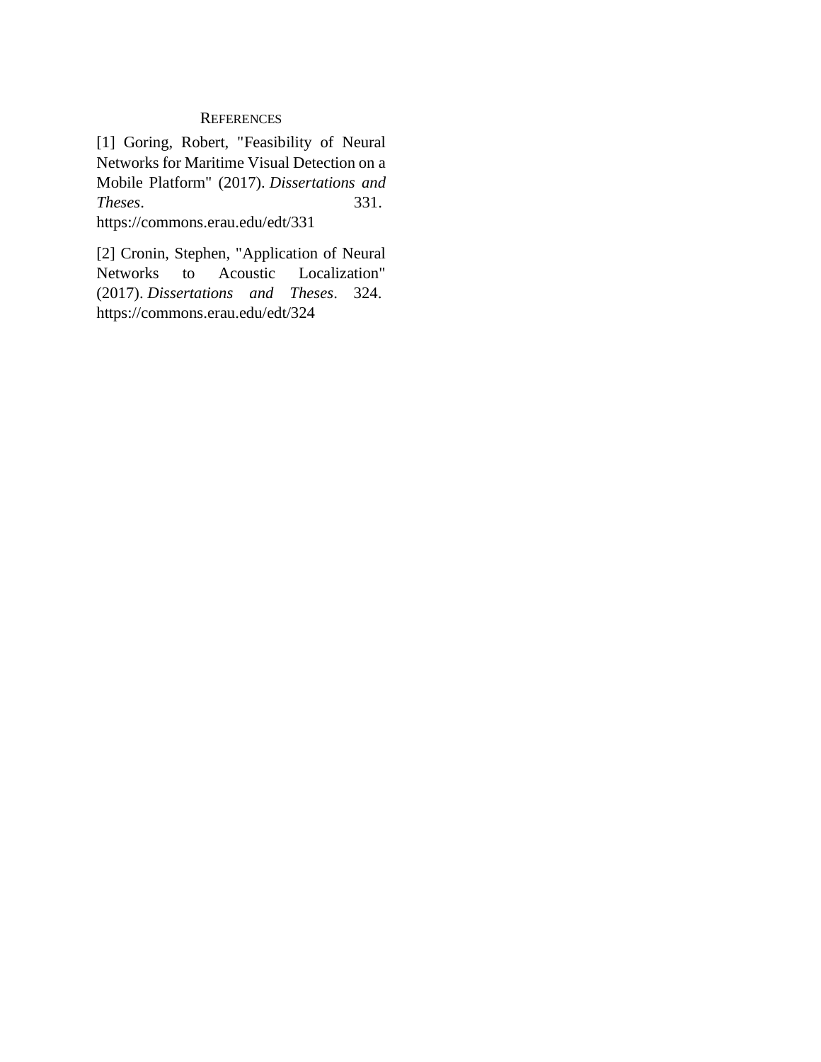## References

[1] Goring, Robert, "Feasibility of Neural Networks for Maritime Visual Detection on a Mobile Platform" (2017). *Dissertations and Theses*. 331. https://commons.erau.edu/edt/331

[2] Cronin, Stephen, "Application of Neural Networks to Acoustic Localization" (2017). *Dissertations and Theses*. 324. https://commons.erau.edu/edt/324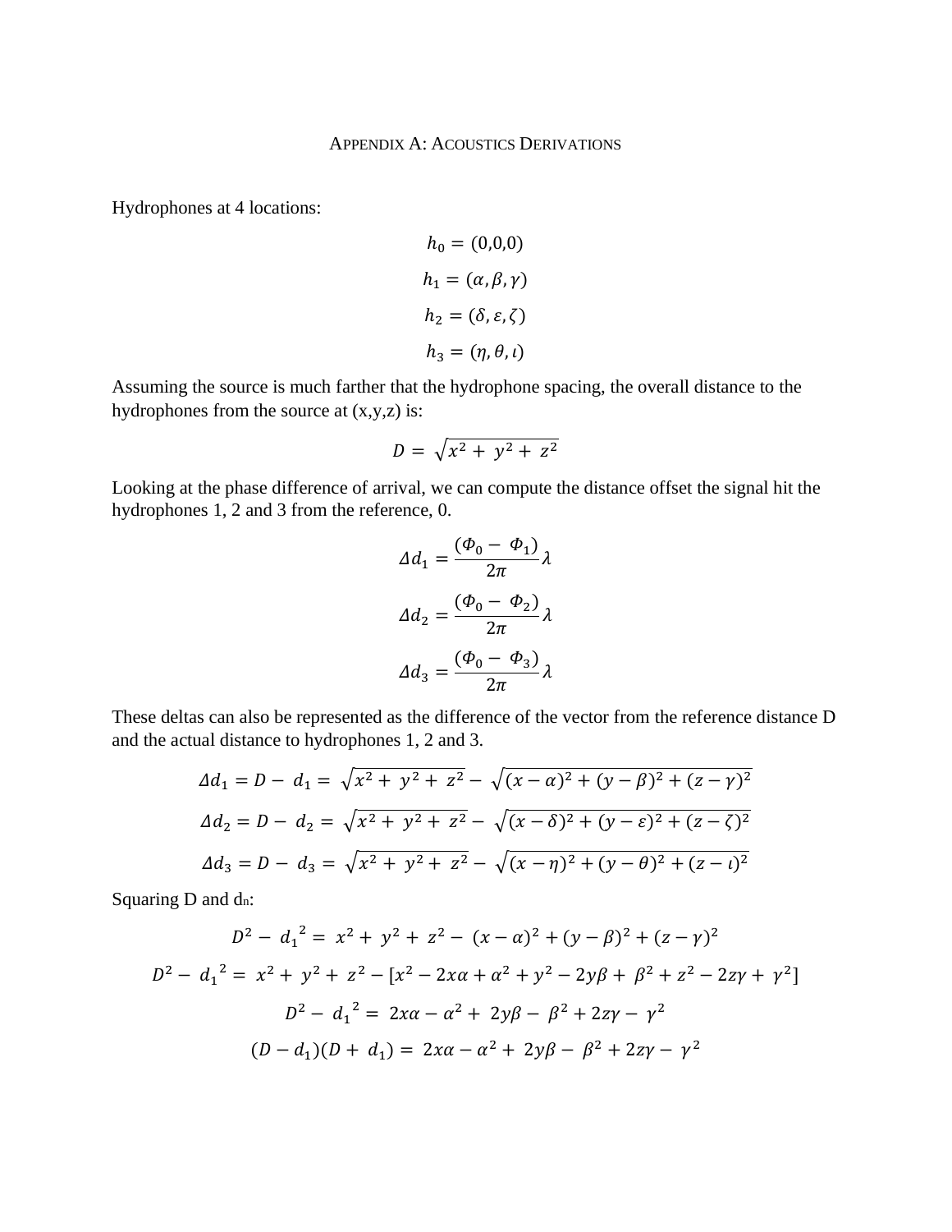# Appendix A: Acoustics Derivations

Hydrophones at 4 locations:

$$h_0 = (0,0,0)$$

$$h_1 = (\alpha, \beta, \gamma)$$

$$h_2 = (\delta, \varepsilon, \zeta)$$

$$h_3 = (\eta, \theta, \iota)$$

Assuming the source is much farther that the hydrophone spacing, the overall distance to the hydrophones from the source at (x,y,z) is:

$$D = \sqrt{x^2 + y^2 + z^2}$$

Looking at the phase difference of arrival, we can compute the distance offset the signal hit the hydrophones 1, 2 and 3 from the reference, 0.

$$\Delta d_1 = \frac{(\Phi_0 - \Phi_1)}{2\pi}\lambda$$

$$\Delta d_2 = \frac{(\Phi_0 - \Phi_2)}{2\pi}\lambda$$

$$\Delta d_3 = \frac{(\Phi_0 - \Phi_3)}{2\pi}\lambda$$

These deltas can also be represented as the difference of the vector from the reference distance D and the actual distance to hydrophones 1, 2 and 3.

$$\Delta d_1 = D - d_1 = \sqrt{x^2 + y^2 + z^2} - \sqrt{(x-\alpha)^2 + (y-\beta)^2 + (z-\gamma)^2}$$

$$\Delta d_2 = D - d_2 = \sqrt{x^2 + y^2 + z^2} - \sqrt{(x-\delta)^2 + (y-\varepsilon)^2 + (z-\zeta)^2}$$

$$\Delta d_3 = D - d_3 = \sqrt{x^2 + y^2 + z^2} - \sqrt{(x-\eta)^2 + (y-\theta)^2 + (z-\iota)^2}$$

Squaring D and $d_n$:

$$D^2 - {d_1}^2 = x^2 + y^2 + z^2 - (x-\alpha)^2 + (y-\beta)^2 + (z-\gamma)^2$$

$$D^2 - {d_1}^2 = x^2 + y^2 + z^2 - [x^2 - 2x\alpha + \alpha^2 + y^2 - 2y\beta + \beta^2 + z^2 - 2z\gamma + \gamma^2]$$

$$D^2 - {d_1}^2 = 2x\alpha - \alpha^2 + 2y\beta - \beta^2 + 2z\gamma - \gamma^2$$

$$(D - d_1)(D + d_1) = 2x\alpha - \alpha^2 + 2y\beta - \beta^2 + 2z\gamma - \gamma^2$$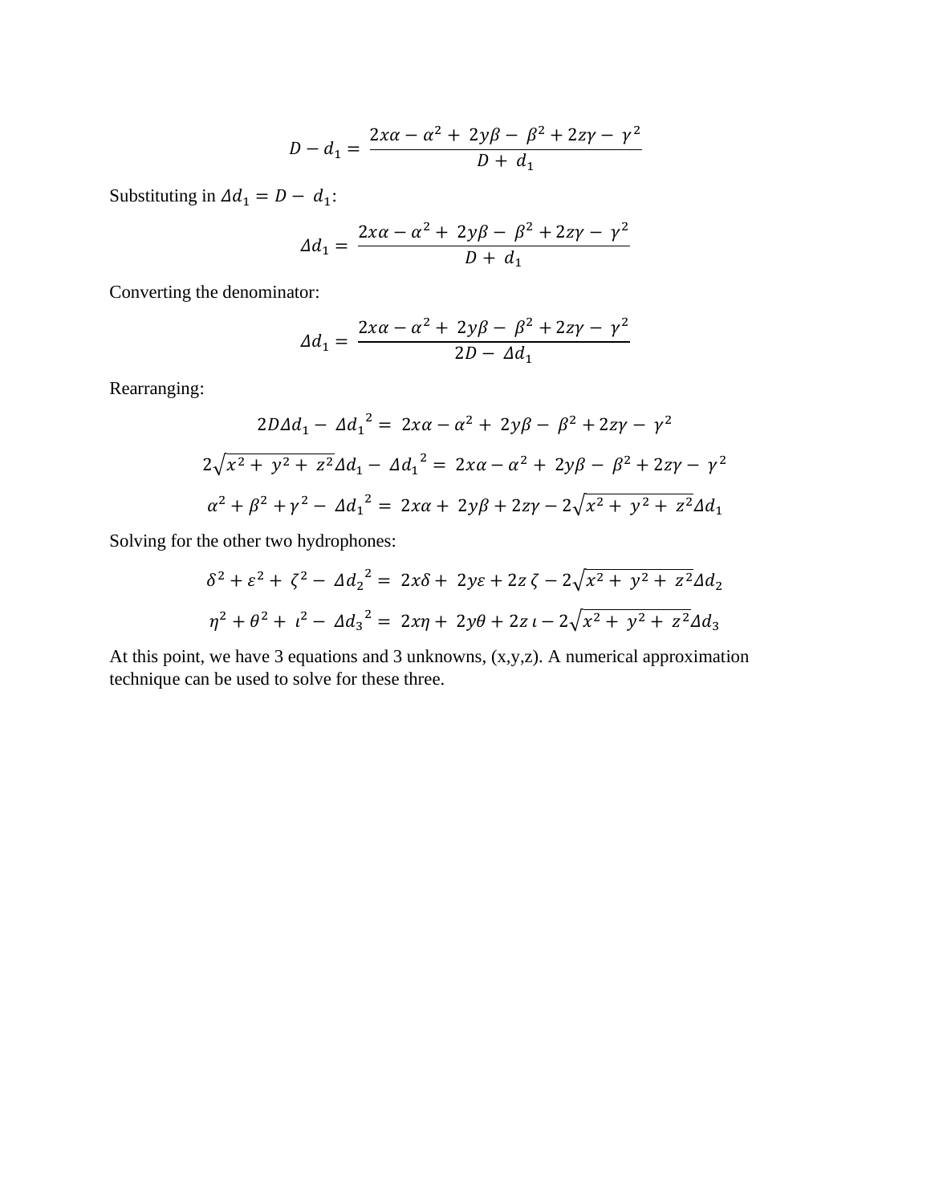$$D - d_1 = \frac{2x\alpha - \alpha^2 + 2y\beta - \beta^2 + 2z\gamma - \gamma^2}{D + d_1}$$

Substituting in $\Delta d_1 = D - d_1$:

$$\Delta d_1 = \frac{2x\alpha - \alpha^2 + 2y\beta - \beta^2 + 2z\gamma - \gamma^2}{D + d_1}$$

Converting the denominator:

$$\Delta d_1 = \frac{2x\alpha - \alpha^2 + 2y\beta - \beta^2 + 2z\gamma - \gamma^2}{2D - \Delta d_1}$$

Rearranging:

$$2D\Delta d_1 - \Delta {d_1}^2 = 2x\alpha - \alpha^2 + 2y\beta - \beta^2 + 2z\gamma - \gamma^2$$

$$2\sqrt{x^2 + y^2 + z^2}\Delta d_1 - \Delta {d_1}^2 = 2x\alpha - \alpha^2 + 2y\beta - \beta^2 + 2z\gamma - \gamma^2$$

$$\alpha^2 + \beta^2 + \gamma^2 - \Delta {d_1}^2 = 2x\alpha + 2y\beta + 2z\gamma - 2\sqrt{x^2 + y^2 + z^2}\Delta d_1$$

Solving for the other two hydrophones:

$$\delta^2 + \varepsilon^2 + \zeta^2 - \Delta {d_2}^2 = 2x\delta + 2y\varepsilon + 2z\,\zeta - 2\sqrt{x^2 + y^2 + z^2}\Delta d_2$$

$$\eta^2 + \theta^2 + \iota^2 - \Delta {d_3}^2 = 2x\eta + 2y\theta + 2z\,\iota - 2\sqrt{x^2 + y^2 + z^2}\Delta d_3$$

At this point, we have 3 equations and 3 unknowns, (x,y,z). A numerical approximation technique can be used to solve for these three.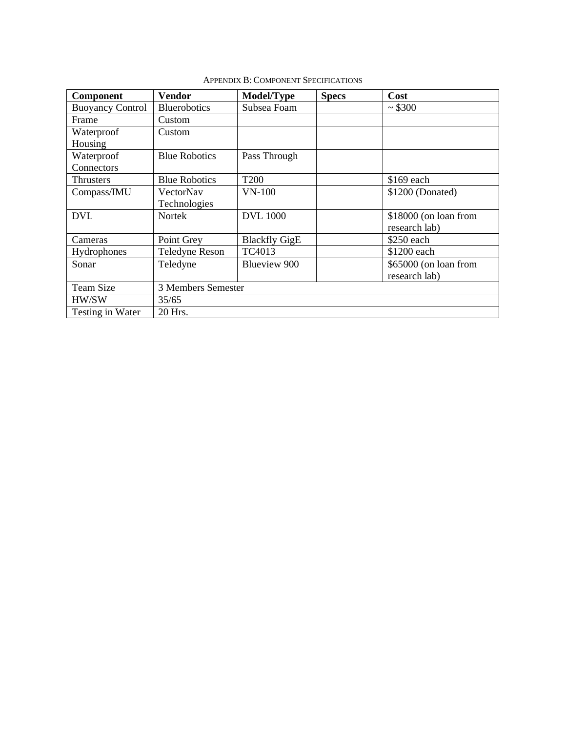### Appendix B: Component Specifications

| Component | Vendor | Model/Type | Specs | Cost |
|---|---|---|---|---|
| Buoyancy Control | Bluerobotics | Subsea Foam | | ~ $300 |
| Frame | Custom | | | |
| Waterproof Housing | Custom | | | |
| Waterproof Connectors | Blue Robotics | Pass Through | | |
| Thrusters | Blue Robotics | T200 | | $169 each |
| Compass/IMU | VectorNav Technologies | VN-100 | | $1200 (Donated) |
| DVL | Nortek | DVL 1000 | | $18000 (on loan from research lab) |
| Cameras | Point Grey | Blackfly GigE | | $250 each |
| Hydrophones | Teledyne Reson | TC4013 | | $1200 each |
| Sonar | Teledyne | Blueview 900 | | $65000 (on loan from research lab) |
| Team Size | 3 Members Semester | | | |
| HW/SW | 35/65 | | | |
| Testing in Water | 20 Hrs. | | | |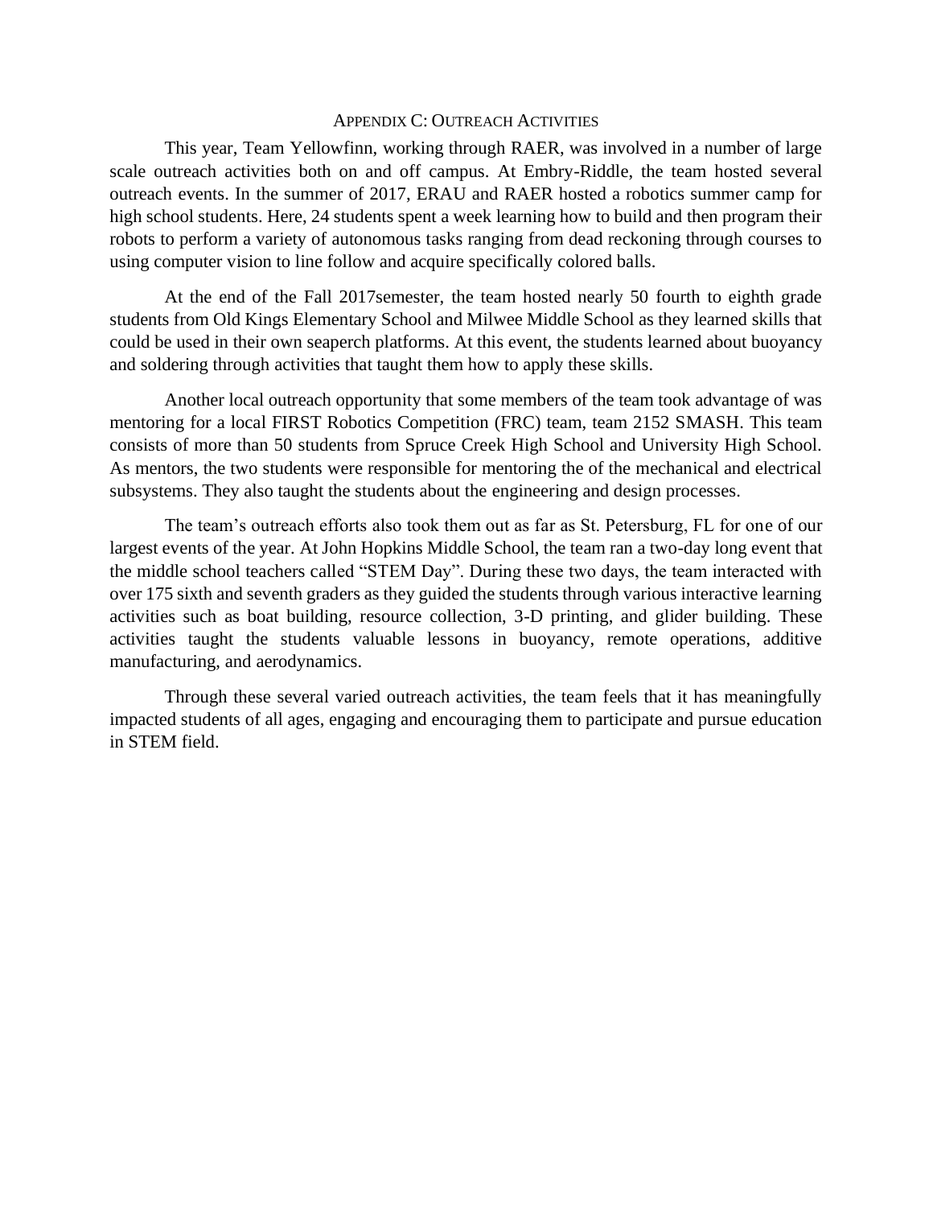## Appendix C: Outreach Activities

This year, Team Yellowfinn, working through RAER, was involved in a number of large scale outreach activities both on and off campus. At Embry-Riddle, the team hosted several outreach events. In the summer of 2017, ERAU and RAER hosted a robotics summer camp for high school students. Here, 24 students spent a week learning how to build and then program their robots to perform a variety of autonomous tasks ranging from dead reckoning through courses to using computer vision to line follow and acquire specifically colored balls.

At the end of the Fall 2017semester, the team hosted nearly 50 fourth to eighth grade students from Old Kings Elementary School and Milwee Middle School as they learned skills that could be used in their own seaperch platforms. At this event, the students learned about buoyancy and soldering through activities that taught them how to apply these skills.

Another local outreach opportunity that some members of the team took advantage of was mentoring for a local FIRST Robotics Competition (FRC) team, team 2152 SMASH. This team consists of more than 50 students from Spruce Creek High School and University High School. As mentors, the two students were responsible for mentoring the of the mechanical and electrical subsystems. They also taught the students about the engineering and design processes.

The team's outreach efforts also took them out as far as St. Petersburg, FL for one of our largest events of the year. At John Hopkins Middle School, the team ran a two-day long event that the middle school teachers called "STEM Day". During these two days, the team interacted with over 175 sixth and seventh graders as they guided the students through various interactive learning activities such as boat building, resource collection, 3-D printing, and glider building. These activities taught the students valuable lessons in buoyancy, remote operations, additive manufacturing, and aerodynamics.

Through these several varied outreach activities, the team feels that it has meaningfully impacted students of all ages, engaging and encouraging them to participate and pursue education in STEM field.